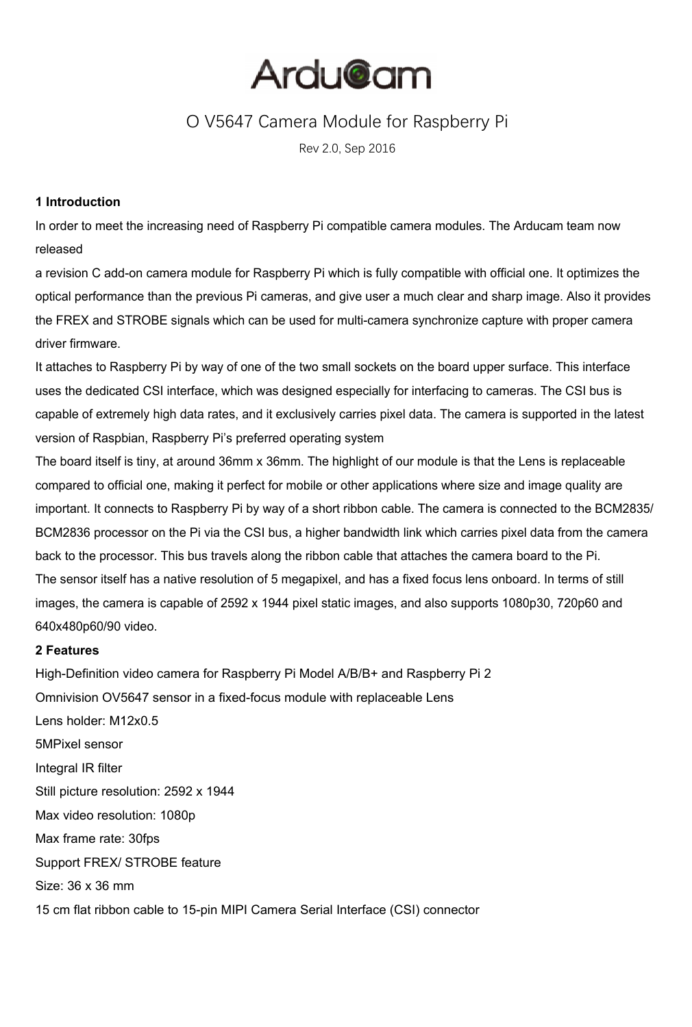# ArduCam

## O V5647 Camera Module for Raspberry Pi

Rev 2.0, Sep 2016

**1 Introduction**

In order to meet the increasing need of Raspberry Pi compatible camera modules. The Arducam team now released

a revision C add-on camera module for Raspberry Pi which is fully compatible with official one. It optimizes the optical performance than the previous Pi cameras, and give user a much clear and sharp image. Also it provides the FREX and STROBE signals which can be used for multi-camera synchronize capture with proper camera driver firmware.

It attaches to Raspberry Pi by way of one of the two small sockets on the board upper surface. This interface uses the dedicated CSI interface, which was designed especially for interfacing to cameras. The CSI bus is capable of extremely high data rates, and it exclusively carries pixel data. The camera is supported in the latest version of Raspbian, Raspberry Pi's preferred operating system

The board itself is tiny, at around 36mm x 36mm. The highlight of our module is that the Lens is replaceable compared to official one, making it perfect for mobile or other applications where size and image quality are important. It connects to Raspberry Pi by way of a short ribbon cable. The camera is connected to the BCM2835/ BCM2836 processor on the Pi via the CSI bus, a higher bandwidth link which carries pixel data from the camera back to the processor. This bus travels along the ribbon cable that attaches the camera board to the Pi.

The sensor itself has a native resolution of 5 megapixel, and has a fixed focus lens onboard. In terms of still images, the camera is capable of 2592 x 1944 pixel static images, and also supports 1080p30, 720p60 and 640x480p60/90 video.

**2 Features**

High-Definition video camera for Raspberry Pi Model A/B/B+ and Raspberry Pi 2

Omnivision OV5647 sensor in a fixed-focus module with replaceable Lens

Lens holder: M12x0.5

5MPixel sensor

Integral IR filter

Still picture resolution: 2592 x 1944

Max video resolution: 1080p

Max frame rate: 30fps

Support FREX/ STROBE feature

Size: 36 x 36 mm

15 cm flat ribbon cable to 15-pin MIPI Camera Serial Interface (CSI) connector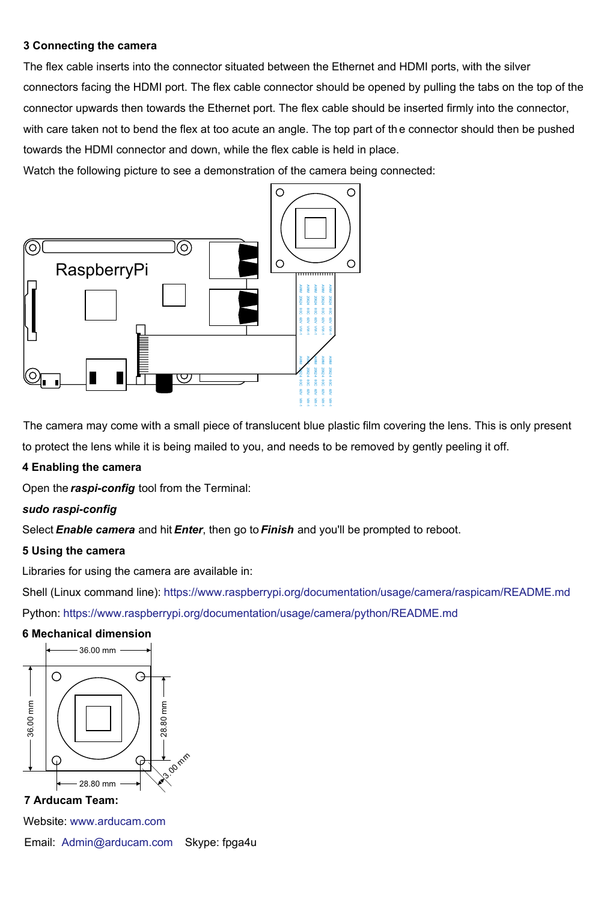### 3 Connecting the camera

The flex cable inserts into the connector situated between the Ethernet and HDMI ports, with the silver connectors facing the HDMI port. The flex cable connector should be opened by pulling the tabs on the top of the connector upwards then towards the Ethernet port. The flex cable should be inserted firmly into the connector, with care taken not to bend the flex at too acute an angle. The top part of the connector should then be pushed towards the HDMI connector and down, while the flex cable is held in place.

Watch the following picture to see a demonstration of the camera being connected:

RaspberryPi

The camera may come with a small piece of translucent blue plastic film covering the lens. This is only present to protect the lens while it is being mailed to you, and needs to be removed by gently peeling it off.

### 4 Enabling the camera

Open the ***raspi-config*** tool from the Terminal:

***sudo raspi-config***

Select ***Enable camera*** and hit ***Enter***, then go to ***Finish*** and you'll be prompted to reboot.

### 5 Using the camera

Libraries for using the camera are available in:

Shell (Linux command line): https://www.raspberrypi.org/documentation/usage/camera/raspicam/README.md

Python: https://www.raspberrypi.org/documentation/usage/camera/python/README.md

### 6 Mechanical dimension

36.00 mm

36.00 mm

28.80 mm

28.80 mm

3.00 mm

### 7 Arducam Team:

Website: www.arducam.com

Email: Admin@arducam.com    Skype: fpga4u